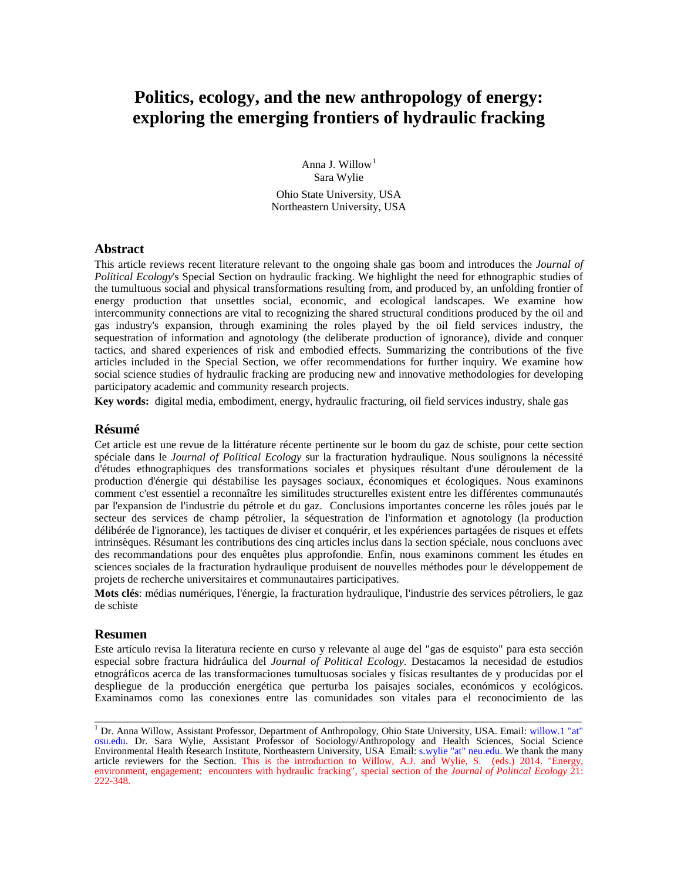# Politics, ecology, and the new anthropology of energy: exploring the emerging frontiers of hydraulic fracking

Anna J. Willow[1]
Sara Wylie

Ohio State University, USA
Northeastern University, USA

## Abstract

This article reviews recent literature relevant to the ongoing shale gas boom and introduces the *Journal of Political Ecology*'s Special Section on hydraulic fracking. We highlight the need for ethnographic studies of the tumultuous social and physical transformations resulting from, and produced by, an unfolding frontier of energy production that unsettles social, economic, and ecological landscapes. We examine how intercommunity connections are vital to recognizing the shared structural conditions produced by the oil and gas industry's expansion, through examining the roles played by the oil field services industry, the sequestration of information and agnotology (the deliberate production of ignorance), divide and conquer tactics, and shared experiences of risk and embodied effects. Summarizing the contributions of the five articles included in the Special Section, we offer recommendations for further inquiry. We examine how social science studies of hydraulic fracking are producing new and innovative methodologies for developing participatory academic and community research projects.

**Key words:** digital media, embodiment, energy, hydraulic fracturing, oil field services industry, shale gas

## Résumé

Cet article est une revue de la littérature récente pertinente sur le boom du gaz de schiste, pour cette section spéciale dans le *Journal of Political Ecology* sur la fracturation hydraulique. Nous soulignons la nécessité d'études ethnographiques des transformations sociales et physiques résultant d'une déroulement de la production d'énergie qui déstabilise les paysages sociaux, économiques et écologiques. Nous examinons comment c'est essentiel a reconnaître les similitudes structurelles existent entre les différentes communautés par l'expansion de l'industrie du pétrole et du gaz. Conclusions importantes concerne les rôles joués par le secteur des services de champ pétrolier, la séquestration de l'information et agnotology (la production délibérée de l'ignorance), les tactiques de diviser et conquérir, et les expériences partagées de risques et effets intrinsèques. Résumant les contributions des cinq articles inclus dans la section spéciale, nous concluons avec des recommandations pour des enquêtes plus approfondie. Enfin, nous examinons comment les études en sciences sociales de la fracturation hydraulique produisent de nouvelles méthodes pour le développement de projets de recherche universitaires et communautaires participatives.

**Mots clés**: médias numériques, l'énergie, la fracturation hydraulique, l'industrie des services pétroliers, le gaz de schiste

## Resumen

Este artículo revisa la literatura reciente en curso y relevante al auge del "gas de esquisto" para esta sección especial sobre fractura hidráulica del *Journal of Political Ecology*. Destacamos la necesidad de estudios etnográficos acerca de las transformaciones tumultuosas sociales y físicas resultantes de y producidas por el despliegue de la producción energética que perturba los paisajes sociales, económicos y ecológicos. Examinamos como las conexiones entre las comunidades son vitales para el reconocimiento de las

---

[1] Dr. Anna Willow, Assistant Professor, Department of Anthropology, Ohio State University, USA. Email: willow.1 "at" osu.edu. Dr. Sara Wylie, Assistant Professor of Sociology/Anthropology and Health Sciences, Social Science Environmental Health Research Institute, Northeastern University, USA Email: s.wylie "at" neu.edu. We thank the many article reviewers for the Section. This is the introduction to Willow, A.J. and Wylie, S. (eds.) 2014. "Energy, environment, engagement: encounters with hydraulic fracking", special section of the *Journal of Political Ecology* 21: 222-348.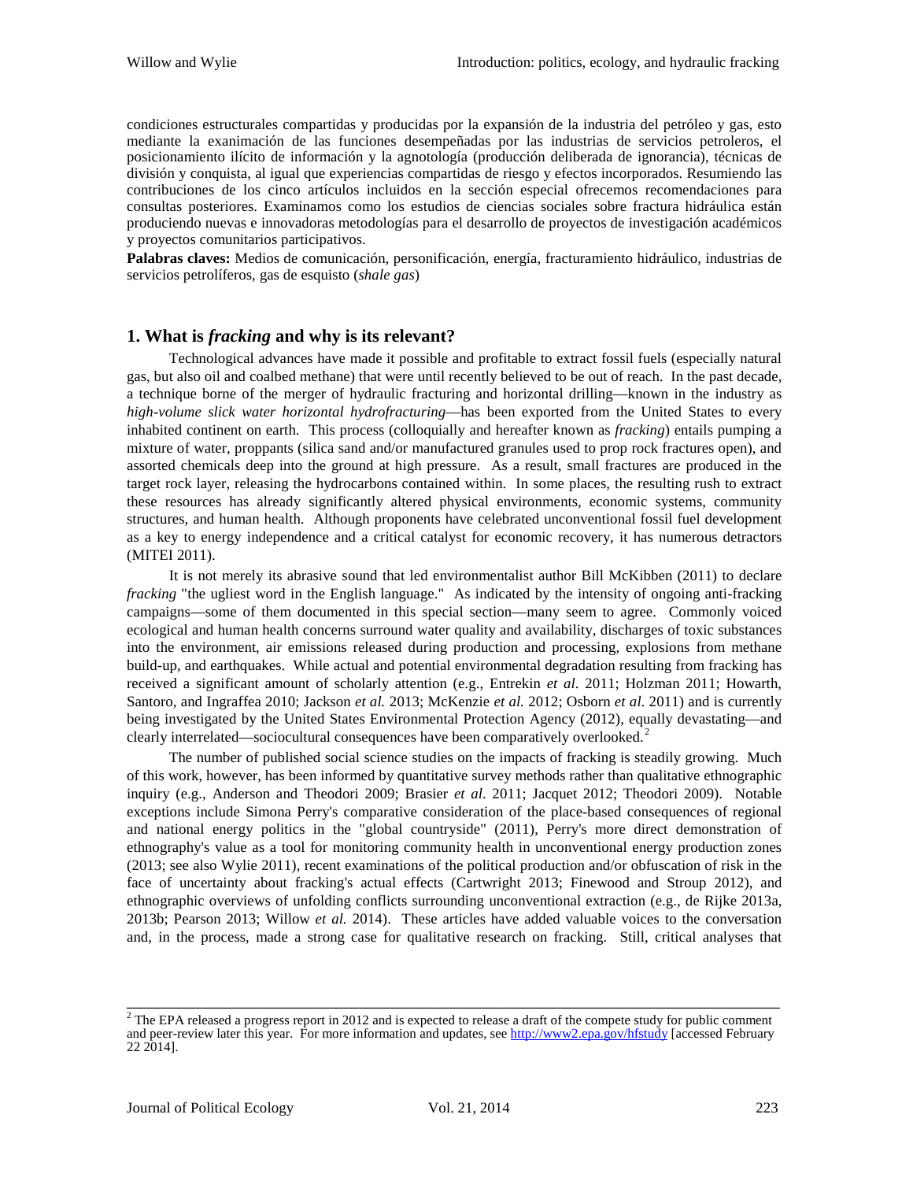condiciones estructurales compartidas y producidas por la expansión de la industria del petróleo y gas, esto mediante la examinación de las funciones desempeñadas por las industrias de servicios petroleros, el posicionamiento ilícito de información y la agnotología (producción deliberada de ignorancia), técnicas de división y conquista, al igual que experiencias compartidas de riesgo y efectos incorporados. Resumiendo las contribuciones de los cinco artículos incluidos en la sección especial ofrecemos recomendaciones para consultas posteriores. Examinamos como los estudios de ciencias sociales sobre fractura hidráulica están produciendo nuevas e innovadoras metodologías para el desarrollo de proyectos de investigación académicos y proyectos comunitarios participativos.

**Palabras claves:** Medios de comunicación, personificación, energía, fracturamiento hidráulico, industrias de servicios petrolíferos, gas de esquisto (*shale gas*)

## 1. What is *fracking* and why is its relevant?

Technological advances have made it possible and profitable to extract fossil fuels (especially natural gas, but also oil and coalbed methane) that were until recently believed to be out of reach. In the past decade, a technique borne of the merger of hydraulic fracturing and horizontal drilling—known in the industry as *high-volume slick water horizontal hydrofracturing*—has been exported from the United States to every inhabited continent on earth. This process (colloquially and hereafter known as *fracking*) entails pumping a mixture of water, proppants (silica sand and/or manufactured granules used to prop rock fractures open), and assorted chemicals deep into the ground at high pressure. As a result, small fractures are produced in the target rock layer, releasing the hydrocarbons contained within. In some places, the resulting rush to extract these resources has already significantly altered physical environments, economic systems, community structures, and human health. Although proponents have celebrated unconventional fossil fuel development as a key to energy independence and a critical catalyst for economic recovery, it has numerous detractors (MITEI 2011).

It is not merely its abrasive sound that led environmentalist author Bill McKibben (2011) to declare *fracking* "the ugliest word in the English language." As indicated by the intensity of ongoing anti-fracking campaigns—some of them documented in this special section—many seem to agree. Commonly voiced ecological and human health concerns surround water quality and availability, discharges of toxic substances into the environment, air emissions released during production and processing, explosions from methane build-up, and earthquakes. While actual and potential environmental degradation resulting from fracking has received a significant amount of scholarly attention (e.g., Entrekin *et al.* 2011; Holzman 2011; Howarth, Santoro, and Ingraffea 2010; Jackson *et al.* 2013; McKenzie *et al.* 2012; Osborn *et al.* 2011) and is currently being investigated by the United States Environmental Protection Agency (2012), equally devastating—and clearly interrelated—sociocultural consequences have been comparatively overlooked.[2]

The number of published social science studies on the impacts of fracking is steadily growing. Much of this work, however, has been informed by quantitative survey methods rather than qualitative ethnographic inquiry (e.g., Anderson and Theodori 2009; Brasier *et al*. 2011; Jacquet 2012; Theodori 2009). Notable exceptions include Simona Perry's comparative consideration of the place-based consequences of regional and national energy politics in the "global countryside" (2011), Perry's more direct demonstration of ethnography's value as a tool for monitoring community health in unconventional energy production zones (2013; see also Wylie 2011), recent examinations of the political production and/or obfuscation of risk in the face of uncertainty about fracking's actual effects (Cartwright 2013; Finewood and Stroup 2012), and ethnographic overviews of unfolding conflicts surrounding unconventional extraction (e.g., de Rijke 2013a, 2013b; Pearson 2013; Willow *et al.* 2014). These articles have added valuable voices to the conversation and, in the process, made a strong case for qualitative research on fracking. Still, critical analyses that

[2] The EPA released a progress report in 2012 and is expected to release a draft of the compete study for public comment and peer-review later this year. For more information and updates, see http://www2.epa.gov/hfstudy [accessed February 22 2014].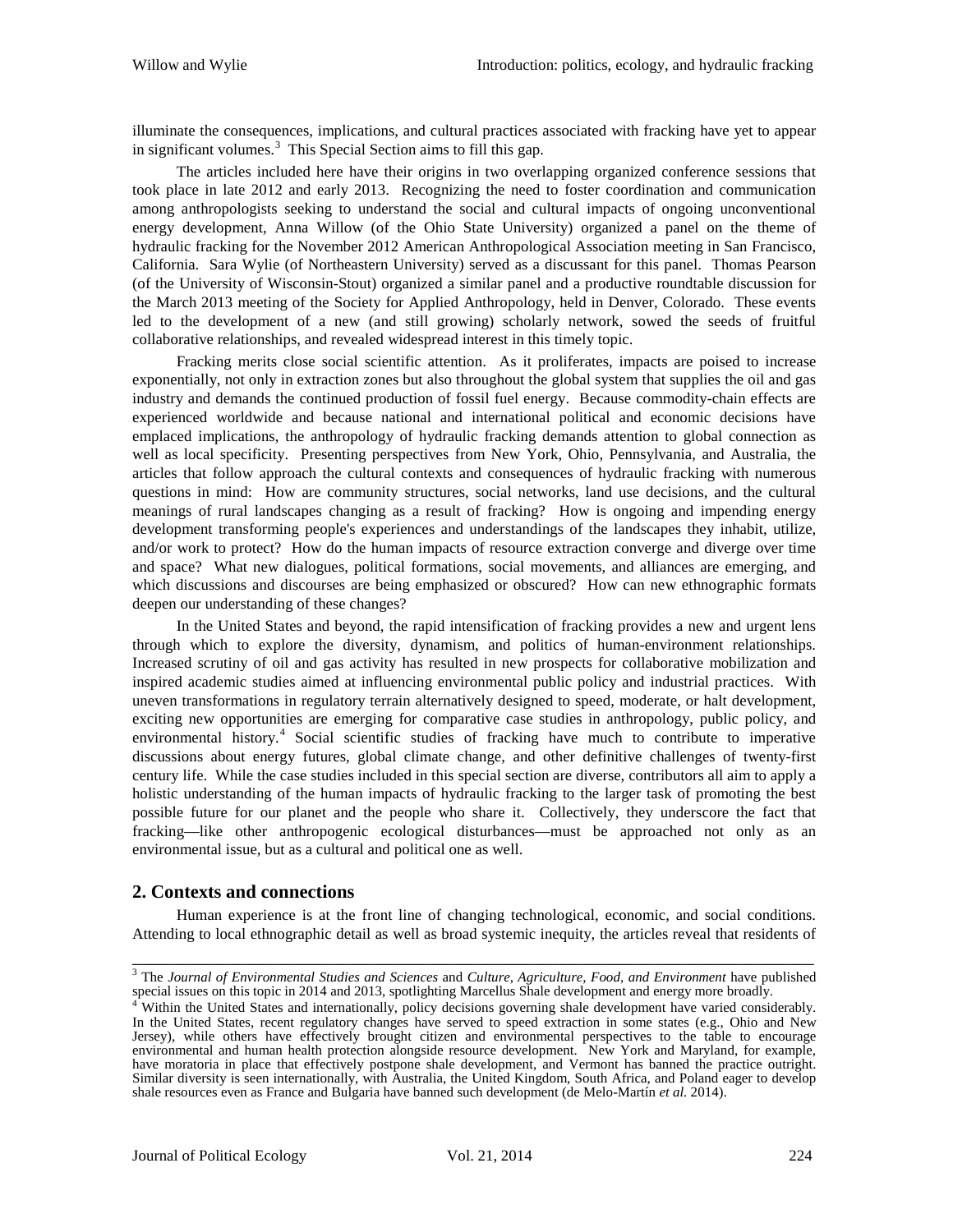illuminate the consequences, implications, and cultural practices associated with fracking have yet to appear in significant volumes.[3] This Special Section aims to fill this gap.

The articles included here have their origins in two overlapping organized conference sessions that took place in late 2012 and early 2013. Recognizing the need to foster coordination and communication among anthropologists seeking to understand the social and cultural impacts of ongoing unconventional energy development, Anna Willow (of the Ohio State University) organized a panel on the theme of hydraulic fracking for the November 2012 American Anthropological Association meeting in San Francisco, California. Sara Wylie (of Northeastern University) served as a discussant for this panel. Thomas Pearson (of the University of Wisconsin-Stout) organized a similar panel and a productive roundtable discussion for the March 2013 meeting of the Society for Applied Anthropology, held in Denver, Colorado. These events led to the development of a new (and still growing) scholarly network, sowed the seeds of fruitful collaborative relationships, and revealed widespread interest in this timely topic.

Fracking merits close social scientific attention. As it proliferates, impacts are poised to increase exponentially, not only in extraction zones but also throughout the global system that supplies the oil and gas industry and demands the continued production of fossil fuel energy. Because commodity-chain effects are experienced worldwide and because national and international political and economic decisions have emplaced implications, the anthropology of hydraulic fracking demands attention to global connection as well as local specificity. Presenting perspectives from New York, Ohio, Pennsylvania, and Australia, the articles that follow approach the cultural contexts and consequences of hydraulic fracking with numerous questions in mind: How are community structures, social networks, land use decisions, and the cultural meanings of rural landscapes changing as a result of fracking? How is ongoing and impending energy development transforming people's experiences and understandings of the landscapes they inhabit, utilize, and/or work to protect? How do the human impacts of resource extraction converge and diverge over time and space? What new dialogues, political formations, social movements, and alliances are emerging, and which discussions and discourses are being emphasized or obscured? How can new ethnographic formats deepen our understanding of these changes?

In the United States and beyond, the rapid intensification of fracking provides a new and urgent lens through which to explore the diversity, dynamism, and politics of human-environment relationships. Increased scrutiny of oil and gas activity has resulted in new prospects for collaborative mobilization and inspired academic studies aimed at influencing environmental public policy and industrial practices. With uneven transformations in regulatory terrain alternatively designed to speed, moderate, or halt development, exciting new opportunities are emerging for comparative case studies in anthropology, public policy, and environmental history.[4] Social scientific studies of fracking have much to contribute to imperative discussions about energy futures, global climate change, and other definitive challenges of twenty-first century life. While the case studies included in this special section are diverse, contributors all aim to apply a holistic understanding of the human impacts of hydraulic fracking to the larger task of promoting the best possible future for our planet and the people who share it. Collectively, they underscore the fact that fracking—like other anthropogenic ecological disturbances—must be approached not only as an environmental issue, but as a cultural and political one as well.

## 2. Contexts and connections

Human experience is at the front line of changing technological, economic, and social conditions. Attending to local ethnographic detail as well as broad systemic inequity, the articles reveal that residents of

---

[3] The *Journal of Environmental Studies and Sciences* and *Culture, Agriculture, Food, and Environment* have published special issues on this topic in 2014 and 2013, spotlighting Marcellus Shale development and energy more broadly.

[4] Within the United States and internationally, policy decisions governing shale development have varied considerably. In the United States, recent regulatory changes have served to speed extraction in some states (e.g., Ohio and New Jersey), while others have effectively brought citizen and environmental perspectives to the table to encourage environmental and human health protection alongside resource development. New York and Maryland, for example, have moratoria in place that effectively postpone shale development, and Vermont has banned the practice outright. Similar diversity is seen internationally, with Australia, the United Kingdom, South Africa, and Poland eager to develop shale resources even as France and Bulgaria have banned such development (de Melo-Martín *et al.* 2014).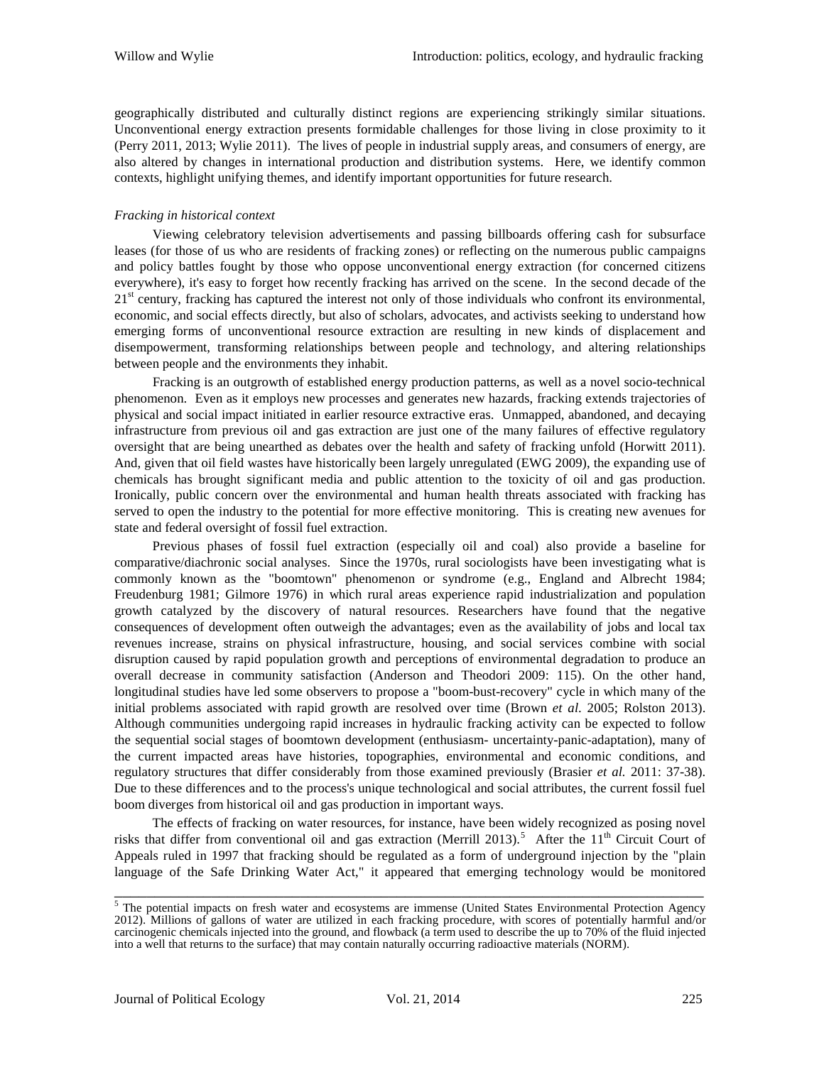geographically distributed and culturally distinct regions are experiencing strikingly similar situations. Unconventional energy extraction presents formidable challenges for those living in close proximity to it (Perry 2011, 2013; Wylie 2011). The lives of people in industrial supply areas, and consumers of energy, are also altered by changes in international production and distribution systems. Here, we identify common contexts, highlight unifying themes, and identify important opportunities for future research.

*Fracking in historical context*

Viewing celebratory television advertisements and passing billboards offering cash for subsurface leases (for those of us who are residents of fracking zones) or reflecting on the numerous public campaigns and policy battles fought by those who oppose unconventional energy extraction (for concerned citizens everywhere), it's easy to forget how recently fracking has arrived on the scene. In the second decade of the 21st century, fracking has captured the interest not only of those individuals who confront its environmental, economic, and social effects directly, but also of scholars, advocates, and activists seeking to understand how emerging forms of unconventional resource extraction are resulting in new kinds of displacement and disempowerment, transforming relationships between people and technology, and altering relationships between people and the environments they inhabit.

Fracking is an outgrowth of established energy production patterns, as well as a novel socio-technical phenomenon. Even as it employs new processes and generates new hazards, fracking extends trajectories of physical and social impact initiated in earlier resource extractive eras. Unmapped, abandoned, and decaying infrastructure from previous oil and gas extraction are just one of the many failures of effective regulatory oversight that are being unearthed as debates over the health and safety of fracking unfold (Horwitt 2011). And, given that oil field wastes have historically been largely unregulated (EWG 2009), the expanding use of chemicals has brought significant media and public attention to the toxicity of oil and gas production. Ironically, public concern over the environmental and human health threats associated with fracking has served to open the industry to the potential for more effective monitoring. This is creating new avenues for state and federal oversight of fossil fuel extraction.

Previous phases of fossil fuel extraction (especially oil and coal) also provide a baseline for comparative/diachronic social analyses. Since the 1970s, rural sociologists have been investigating what is commonly known as the "boomtown" phenomenon or syndrome (e.g., England and Albrecht 1984; Freudenburg 1981; Gilmore 1976) in which rural areas experience rapid industrialization and population growth catalyzed by the discovery of natural resources. Researchers have found that the negative consequences of development often outweigh the advantages; even as the availability of jobs and local tax revenues increase, strains on physical infrastructure, housing, and social services combine with social disruption caused by rapid population growth and perceptions of environmental degradation to produce an overall decrease in community satisfaction (Anderson and Theodori 2009: 115). On the other hand, longitudinal studies have led some observers to propose a "boom-bust-recovery" cycle in which many of the initial problems associated with rapid growth are resolved over time (Brown *et al.* 2005; Rolston 2013). Although communities undergoing rapid increases in hydraulic fracking activity can be expected to follow the sequential social stages of boomtown development (enthusiasm- uncertainty-panic-adaptation), many of the current impacted areas have histories, topographies, environmental and economic conditions, and regulatory structures that differ considerably from those examined previously (Brasier *et al.* 2011: 37-38). Due to these differences and to the process's unique technological and social attributes, the current fossil fuel boom diverges from historical oil and gas production in important ways.

The effects of fracking on water resources, for instance, have been widely recognized as posing novel risks that differ from conventional oil and gas extraction (Merrill 2013).[5] After the 11th Circuit Court of Appeals ruled in 1997 that fracking should be regulated as a form of underground injection by the "plain language of the Safe Drinking Water Act," it appeared that emerging technology would be monitored

---

[5] The potential impacts on fresh water and ecosystems are immense (United States Environmental Protection Agency 2012). Millions of gallons of water are utilized in each fracking procedure, with scores of potentially harmful and/or carcinogenic chemicals injected into the ground, and flowback (a term used to describe the up to 70% of the fluid injected into a well that returns to the surface) that may contain naturally occurring radioactive materials (NORM).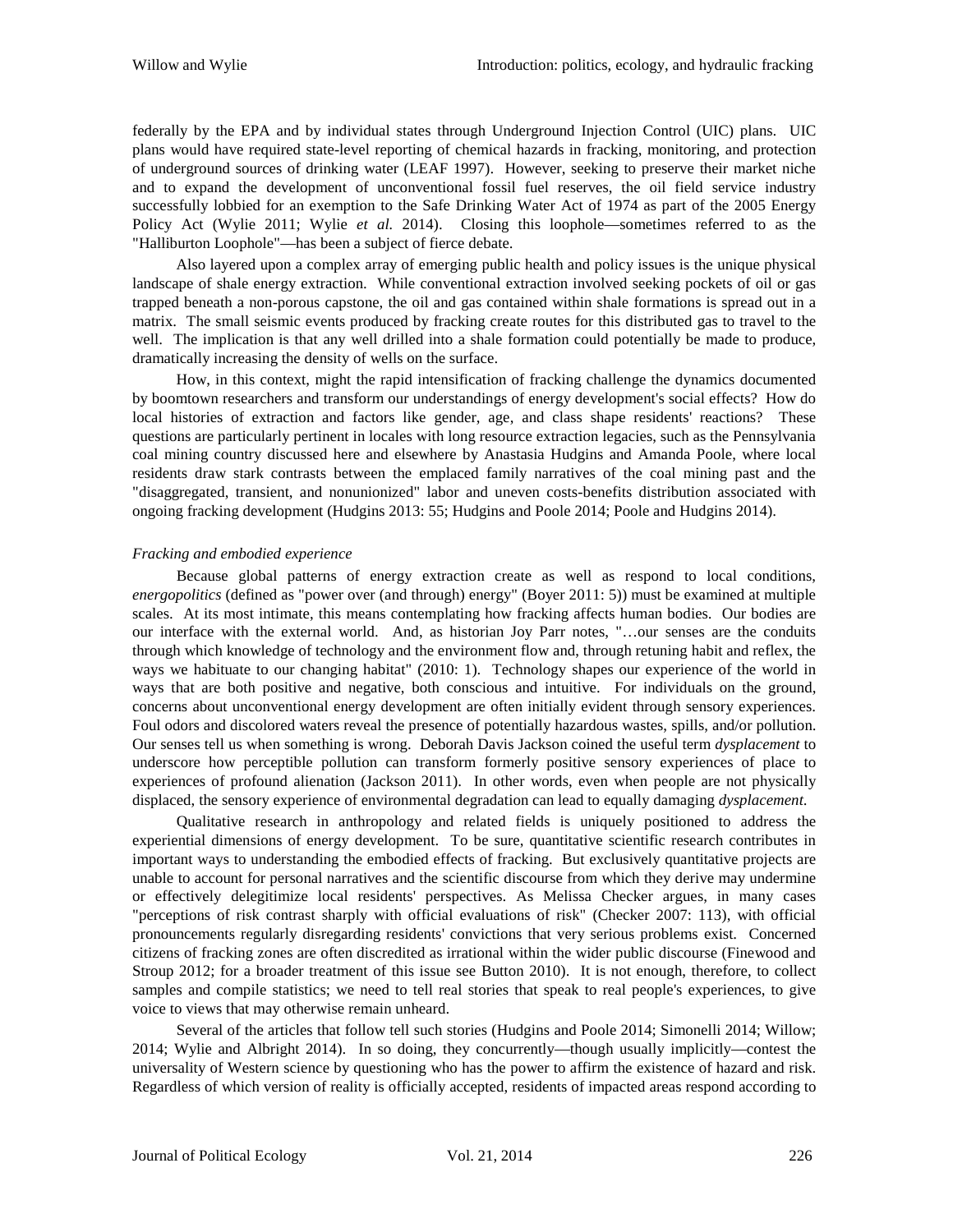federally by the EPA and by individual states through Underground Injection Control (UIC) plans. UIC plans would have required state-level reporting of chemical hazards in fracking, monitoring, and protection of underground sources of drinking water (LEAF 1997). However, seeking to preserve their market niche and to expand the development of unconventional fossil fuel reserves, the oil field service industry successfully lobbied for an exemption to the Safe Drinking Water Act of 1974 as part of the 2005 Energy Policy Act (Wylie 2011; Wylie *et al.* 2014). Closing this loophole—sometimes referred to as the "Halliburton Loophole"—has been a subject of fierce debate.

Also layered upon a complex array of emerging public health and policy issues is the unique physical landscape of shale energy extraction. While conventional extraction involved seeking pockets of oil or gas trapped beneath a non-porous capstone, the oil and gas contained within shale formations is spread out in a matrix. The small seismic events produced by fracking create routes for this distributed gas to travel to the well. The implication is that any well drilled into a shale formation could potentially be made to produce, dramatically increasing the density of wells on the surface.

How, in this context, might the rapid intensification of fracking challenge the dynamics documented by boomtown researchers and transform our understandings of energy development's social effects? How do local histories of extraction and factors like gender, age, and class shape residents' reactions? These questions are particularly pertinent in locales with long resource extraction legacies, such as the Pennsylvania coal mining country discussed here and elsewhere by Anastasia Hudgins and Amanda Poole, where local residents draw stark contrasts between the emplaced family narratives of the coal mining past and the "disaggregated, transient, and nonunionized" labor and uneven costs-benefits distribution associated with ongoing fracking development (Hudgins 2013: 55; Hudgins and Poole 2014; Poole and Hudgins 2014).

*Fracking and embodied experience*

Because global patterns of energy extraction create as well as respond to local conditions, *energopolitics* (defined as "power over (and through) energy" (Boyer 2011: 5)) must be examined at multiple scales. At its most intimate, this means contemplating how fracking affects human bodies. Our bodies are our interface with the external world. And, as historian Joy Parr notes, "…our senses are the conduits through which knowledge of technology and the environment flow and, through retuning habit and reflex, the ways we habituate to our changing habitat" (2010: 1). Technology shapes our experience of the world in ways that are both positive and negative, both conscious and intuitive. For individuals on the ground, concerns about unconventional energy development are often initially evident through sensory experiences. Foul odors and discolored waters reveal the presence of potentially hazardous wastes, spills, and/or pollution. Our senses tell us when something is wrong. Deborah Davis Jackson coined the useful term *dysplacement* to underscore how perceptible pollution can transform formerly positive sensory experiences of place to experiences of profound alienation (Jackson 2011). In other words, even when people are not physically displaced, the sensory experience of environmental degradation can lead to equally damaging *dysplacement*.

Qualitative research in anthropology and related fields is uniquely positioned to address the experiential dimensions of energy development. To be sure, quantitative scientific research contributes in important ways to understanding the embodied effects of fracking. But exclusively quantitative projects are unable to account for personal narratives and the scientific discourse from which they derive may undermine or effectively delegitimize local residents' perspectives. As Melissa Checker argues, in many cases "perceptions of risk contrast sharply with official evaluations of risk" (Checker 2007: 113), with official pronouncements regularly disregarding residents' convictions that very serious problems exist. Concerned citizens of fracking zones are often discredited as irrational within the wider public discourse (Finewood and Stroup 2012; for a broader treatment of this issue see Button 2010). It is not enough, therefore, to collect samples and compile statistics; we need to tell real stories that speak to real people's experiences, to give voice to views that may otherwise remain unheard.

Several of the articles that follow tell such stories (Hudgins and Poole 2014; Simonelli 2014; Willow; 2014; Wylie and Albright 2014). In so doing, they concurrently—though usually implicitly—contest the universality of Western science by questioning who has the power to affirm the existence of hazard and risk. Regardless of which version of reality is officially accepted, residents of impacted areas respond according to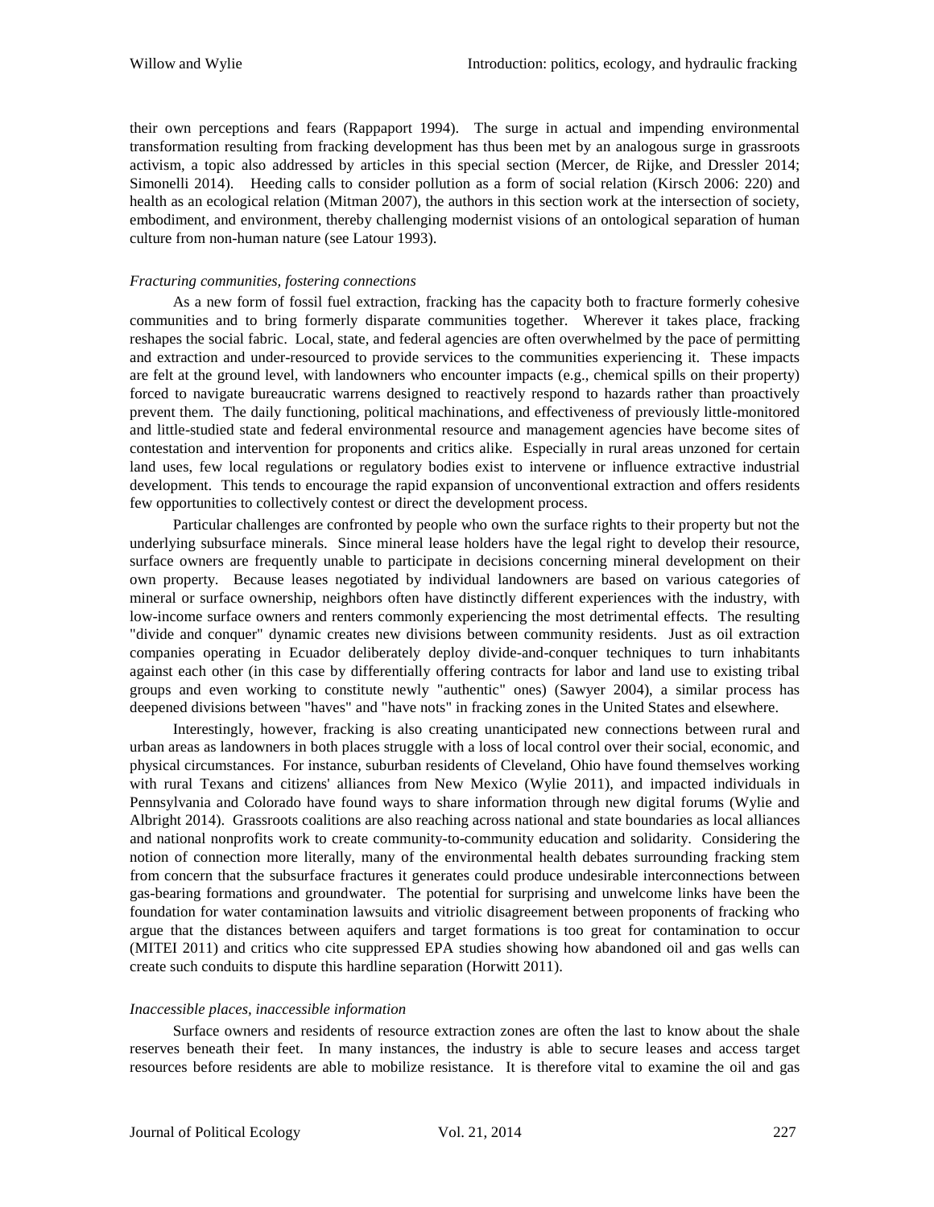their own perceptions and fears (Rappaport 1994). The surge in actual and impending environmental transformation resulting from fracking development has thus been met by an analogous surge in grassroots activism, a topic also addressed by articles in this special section (Mercer, de Rijke, and Dressler 2014; Simonelli 2014). Heeding calls to consider pollution as a form of social relation (Kirsch 2006: 220) and health as an ecological relation (Mitman 2007), the authors in this section work at the intersection of society, embodiment, and environment, thereby challenging modernist visions of an ontological separation of human culture from non-human nature (see Latour 1993).

*Fracturing communities, fostering connections*

As a new form of fossil fuel extraction, fracking has the capacity both to fracture formerly cohesive communities and to bring formerly disparate communities together. Wherever it takes place, fracking reshapes the social fabric. Local, state, and federal agencies are often overwhelmed by the pace of permitting and extraction and under-resourced to provide services to the communities experiencing it. These impacts are felt at the ground level, with landowners who encounter impacts (e.g., chemical spills on their property) forced to navigate bureaucratic warrens designed to reactively respond to hazards rather than proactively prevent them. The daily functioning, political machinations, and effectiveness of previously little-monitored and little-studied state and federal environmental resource and management agencies have become sites of contestation and intervention for proponents and critics alike. Especially in rural areas unzoned for certain land uses, few local regulations or regulatory bodies exist to intervene or influence extractive industrial development. This tends to encourage the rapid expansion of unconventional extraction and offers residents few opportunities to collectively contest or direct the development process.

Particular challenges are confronted by people who own the surface rights to their property but not the underlying subsurface minerals. Since mineral lease holders have the legal right to develop their resource, surface owners are frequently unable to participate in decisions concerning mineral development on their own property. Because leases negotiated by individual landowners are based on various categories of mineral or surface ownership, neighbors often have distinctly different experiences with the industry, with low-income surface owners and renters commonly experiencing the most detrimental effects. The resulting "divide and conquer" dynamic creates new divisions between community residents. Just as oil extraction companies operating in Ecuador deliberately deploy divide-and-conquer techniques to turn inhabitants against each other (in this case by differentially offering contracts for labor and land use to existing tribal groups and even working to constitute newly "authentic" ones) (Sawyer 2004), a similar process has deepened divisions between "haves" and "have nots" in fracking zones in the United States and elsewhere.

Interestingly, however, fracking is also creating unanticipated new connections between rural and urban areas as landowners in both places struggle with a loss of local control over their social, economic, and physical circumstances. For instance, suburban residents of Cleveland, Ohio have found themselves working with rural Texans and citizens' alliances from New Mexico (Wylie 2011), and impacted individuals in Pennsylvania and Colorado have found ways to share information through new digital forums (Wylie and Albright 2014). Grassroots coalitions are also reaching across national and state boundaries as local alliances and national nonprofits work to create community-to-community education and solidarity. Considering the notion of connection more literally, many of the environmental health debates surrounding fracking stem from concern that the subsurface fractures it generates could produce undesirable interconnections between gas-bearing formations and groundwater. The potential for surprising and unwelcome links have been the foundation for water contamination lawsuits and vitriolic disagreement between proponents of fracking who argue that the distances between aquifers and target formations is too great for contamination to occur (MITEI 2011) and critics who cite suppressed EPA studies showing how abandoned oil and gas wells can create such conduits to dispute this hardline separation (Horwitt 2011).

*Inaccessible places, inaccessible information*

Surface owners and residents of resource extraction zones are often the last to know about the shale reserves beneath their feet. In many instances, the industry is able to secure leases and access target resources before residents are able to mobilize resistance. It is therefore vital to examine the oil and gas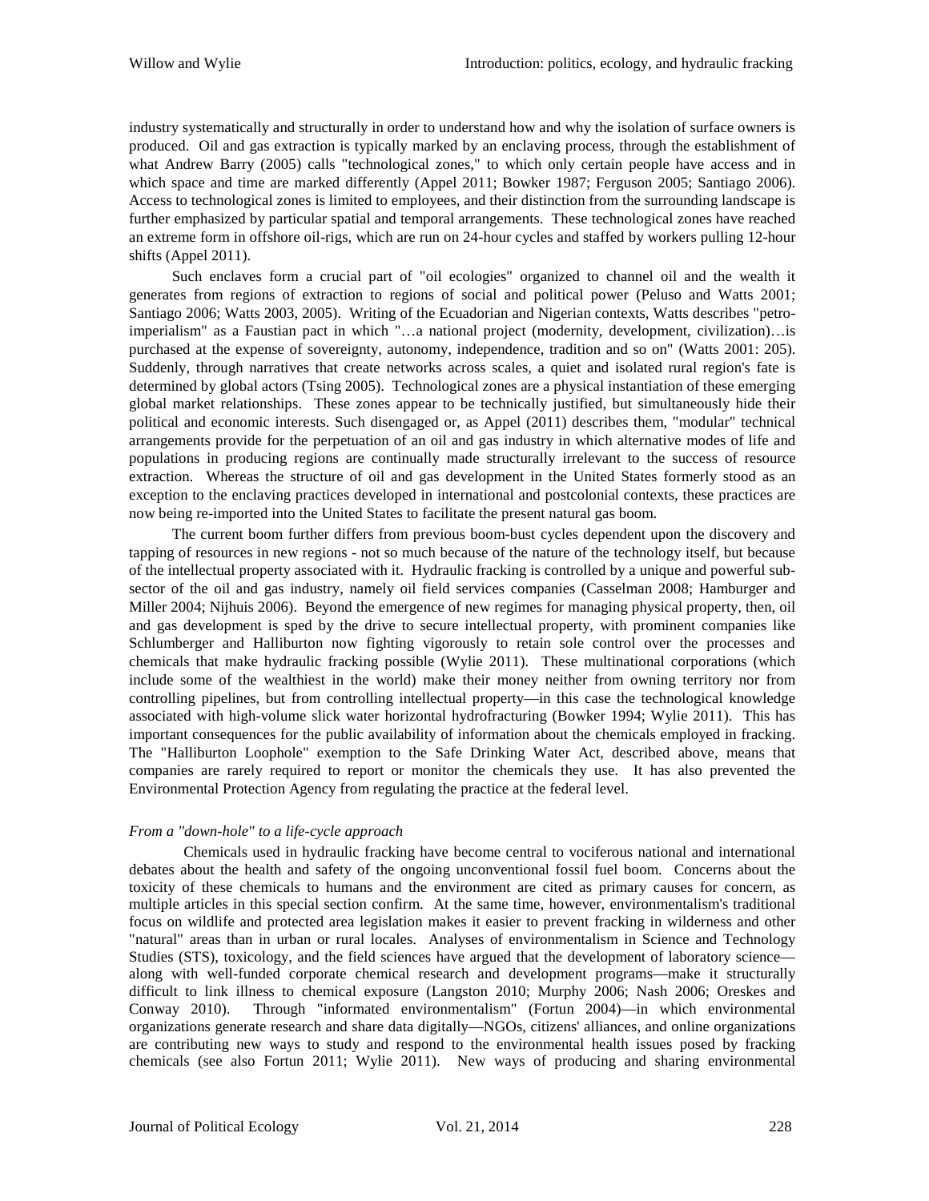industry systematically and structurally in order to understand how and why the isolation of surface owners is produced. Oil and gas extraction is typically marked by an enclaving process, through the establishment of what Andrew Barry (2005) calls "technological zones," to which only certain people have access and in which space and time are marked differently (Appel 2011; Bowker 1987; Ferguson 2005; Santiago 2006). Access to technological zones is limited to employees, and their distinction from the surrounding landscape is further emphasized by particular spatial and temporal arrangements. These technological zones have reached an extreme form in offshore oil-rigs, which are run on 24-hour cycles and staffed by workers pulling 12-hour shifts (Appel 2011).

Such enclaves form a crucial part of "oil ecologies" organized to channel oil and the wealth it generates from regions of extraction to regions of social and political power (Peluso and Watts 2001; Santiago 2006; Watts 2003, 2005). Writing of the Ecuadorian and Nigerian contexts, Watts describes "petro-imperialism" as a Faustian pact in which "…a national project (modernity, development, civilization)…is purchased at the expense of sovereignty, autonomy, independence, tradition and so on" (Watts 2001: 205). Suddenly, through narratives that create networks across scales, a quiet and isolated rural region's fate is determined by global actors (Tsing 2005). Technological zones are a physical instantiation of these emerging global market relationships. These zones appear to be technically justified, but simultaneously hide their political and economic interests. Such disengaged or, as Appel (2011) describes them, "modular" technical arrangements provide for the perpetuation of an oil and gas industry in which alternative modes of life and populations in producing regions are continually made structurally irrelevant to the success of resource extraction. Whereas the structure of oil and gas development in the United States formerly stood as an exception to the enclaving practices developed in international and postcolonial contexts, these practices are now being re-imported into the United States to facilitate the present natural gas boom.

The current boom further differs from previous boom-bust cycles dependent upon the discovery and tapping of resources in new regions - not so much because of the nature of the technology itself, but because of the intellectual property associated with it. Hydraulic fracking is controlled by a unique and powerful sub-sector of the oil and gas industry, namely oil field services companies (Casselman 2008; Hamburger and Miller 2004; Nijhuis 2006). Beyond the emergence of new regimes for managing physical property, then, oil and gas development is sped by the drive to secure intellectual property, with prominent companies like Schlumberger and Halliburton now fighting vigorously to retain sole control over the processes and chemicals that make hydraulic fracking possible (Wylie 2011). These multinational corporations (which include some of the wealthiest in the world) make their money neither from owning territory nor from controlling pipelines, but from controlling intellectual property—in this case the technological knowledge associated with high-volume slick water horizontal hydrofracturing (Bowker 1994; Wylie 2011). This has important consequences for the public availability of information about the chemicals employed in fracking. The "Halliburton Loophole" exemption to the Safe Drinking Water Act, described above, means that companies are rarely required to report or monitor the chemicals they use. It has also prevented the Environmental Protection Agency from regulating the practice at the federal level.

*From a "down-hole" to a life-cycle approach*

Chemicals used in hydraulic fracking have become central to vociferous national and international debates about the health and safety of the ongoing unconventional fossil fuel boom. Concerns about the toxicity of these chemicals to humans and the environment are cited as primary causes for concern, as multiple articles in this special section confirm. At the same time, however, environmentalism's traditional focus on wildlife and protected area legislation makes it easier to prevent fracking in wilderness and other "natural" areas than in urban or rural locales. Analyses of environmentalism in Science and Technology Studies (STS), toxicology, and the field sciences have argued that the development of laboratory science—along with well-funded corporate chemical research and development programs—make it structurally difficult to link illness to chemical exposure (Langston 2010; Murphy 2006; Nash 2006; Oreskes and Conway 2010). Through "informated environmentalism" (Fortun 2004)—in which environmental organizations generate research and share data digitally—NGOs, citizens' alliances, and online organizations are contributing new ways to study and respond to the environmental health issues posed by fracking chemicals (see also Fortun 2011; Wylie 2011). New ways of producing and sharing environmental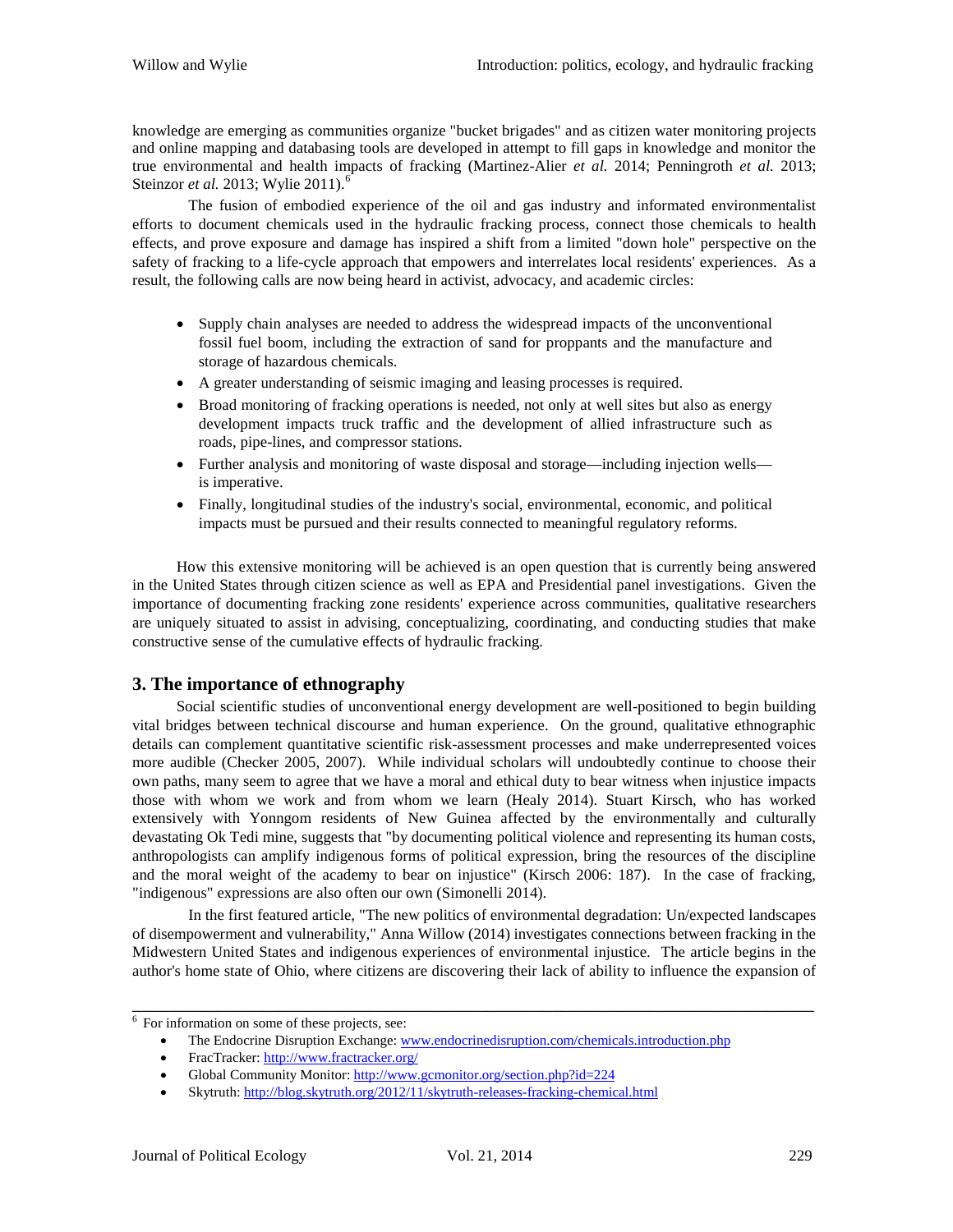knowledge are emerging as communities organize "bucket brigades" and as citizen water monitoring projects and online mapping and databasing tools are developed in attempt to fill gaps in knowledge and monitor the true environmental and health impacts of fracking (Martinez-Alier *et al.* 2014; Penningroth *et al.* 2013; Steinzor *et al.* 2013; Wylie 2011).[6]

The fusion of embodied experience of the oil and gas industry and informated environmentalist efforts to document chemicals used in the hydraulic fracking process, connect those chemicals to health effects, and prove exposure and damage has inspired a shift from a limited "down hole" perspective on the safety of fracking to a life-cycle approach that empowers and interrelates local residents' experiences. As a result, the following calls are now being heard in activist, advocacy, and academic circles:

- Supply chain analyses are needed to address the widespread impacts of the unconventional fossil fuel boom, including the extraction of sand for proppants and the manufacture and storage of hazardous chemicals.
- A greater understanding of seismic imaging and leasing processes is required.
- Broad monitoring of fracking operations is needed, not only at well sites but also as energy development impacts truck traffic and the development of allied infrastructure such as roads, pipe-lines, and compressor stations.
- Further analysis and monitoring of waste disposal and storage—including injection wells—is imperative.
- Finally, longitudinal studies of the industry's social, environmental, economic, and political impacts must be pursued and their results connected to meaningful regulatory reforms.

How this extensive monitoring will be achieved is an open question that is currently being answered in the United States through citizen science as well as EPA and Presidential panel investigations. Given the importance of documenting fracking zone residents' experience across communities, qualitative researchers are uniquely situated to assist in advising, conceptualizing, coordinating, and conducting studies that make constructive sense of the cumulative effects of hydraulic fracking.

## 3. The importance of ethnography

Social scientific studies of unconventional energy development are well-positioned to begin building vital bridges between technical discourse and human experience. On the ground, qualitative ethnographic details can complement quantitative scientific risk-assessment processes and make underrepresented voices more audible (Checker 2005, 2007). While individual scholars will undoubtedly continue to choose their own paths, many seem to agree that we have a moral and ethical duty to bear witness when injustice impacts those with whom we work and from whom we learn (Healy 2014). Stuart Kirsch, who has worked extensively with Yonngom residents of New Guinea affected by the environmentally and culturally devastating Ok Tedi mine, suggests that "by documenting political violence and representing its human costs, anthropologists can amplify indigenous forms of political expression, bring the resources of the discipline and the moral weight of the academy to bear on injustice" (Kirsch 2006: 187). In the case of fracking, "indigenous" expressions are also often our own (Simonelli 2014).

In the first featured article, "The new politics of environmental degradation: Un/expected landscapes of disempowerment and vulnerability," Anna Willow (2014) investigates connections between fracking in the Midwestern United States and indigenous experiences of environmental injustice. The article begins in the author's home state of Ohio, where citizens are discovering their lack of ability to influence the expansion of

---

[6] For information on some of these projects, see:

- The Endocrine Disruption Exchange: www.endocrinedisruption.com/chemicals.introduction.php
- FracTracker: http://www.fractracker.org/
- Global Community Monitor: http://www.gcmonitor.org/section.php?id=224
- Skytruth: http://blog.skytruth.org/2012/11/skytruth-releases-fracking-chemical.html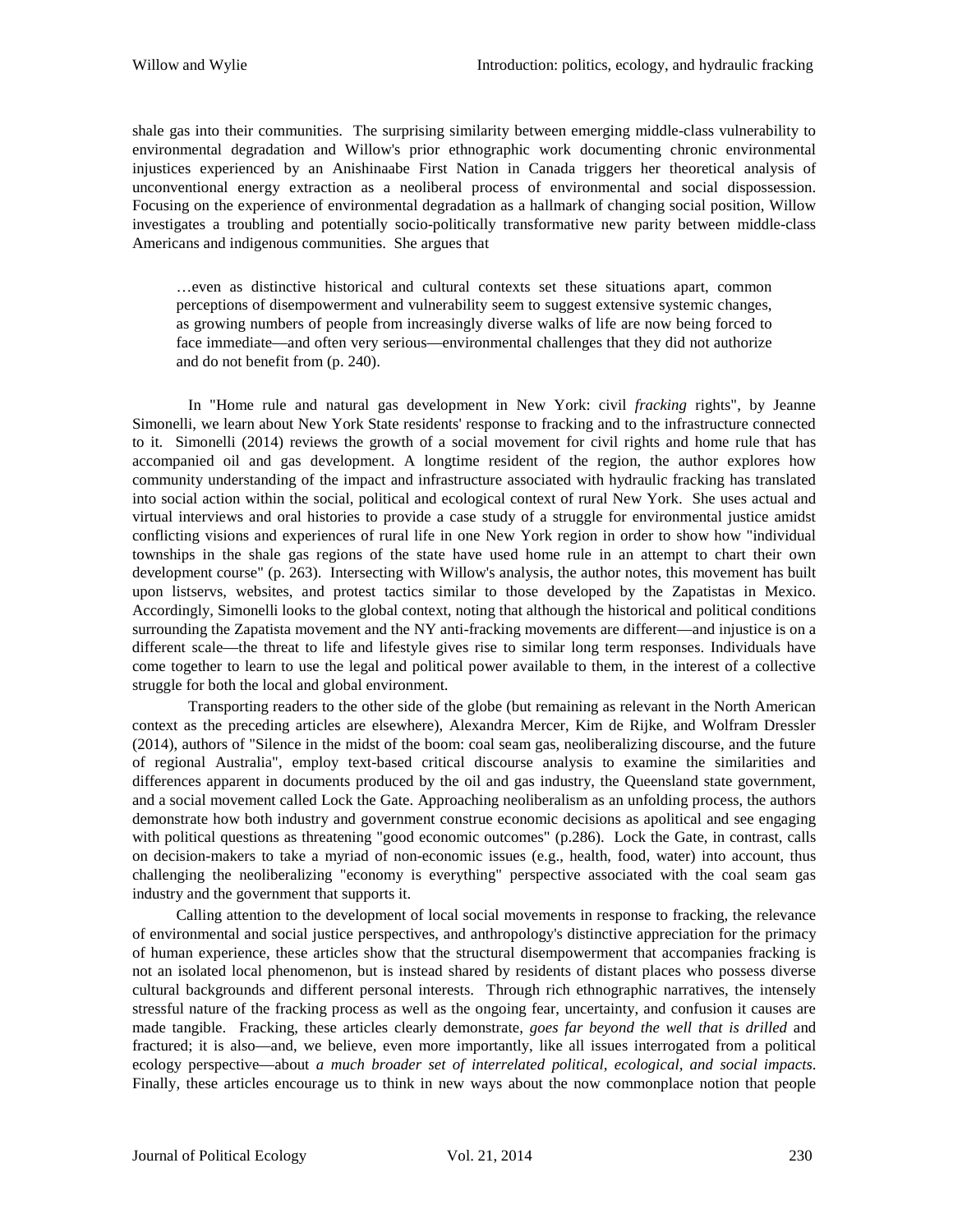shale gas into their communities. The surprising similarity between emerging middle-class vulnerability to environmental degradation and Willow's prior ethnographic work documenting chronic environmental injustices experienced by an Anishinaabe First Nation in Canada triggers her theoretical analysis of unconventional energy extraction as a neoliberal process of environmental and social dispossession. Focusing on the experience of environmental degradation as a hallmark of changing social position, Willow investigates a troubling and potentially socio-politically transformative new parity between middle-class Americans and indigenous communities. She argues that

> …even as distinctive historical and cultural contexts set these situations apart, common perceptions of disempowerment and vulnerability seem to suggest extensive systemic changes, as growing numbers of people from increasingly diverse walks of life are now being forced to face immediate—and often very serious—environmental challenges that they did not authorize and do not benefit from (p. 240).

In "Home rule and natural gas development in New York: civil *fracking* rights", by Jeanne Simonelli, we learn about New York State residents' response to fracking and to the infrastructure connected to it. Simonelli (2014) reviews the growth of a social movement for civil rights and home rule that has accompanied oil and gas development. A longtime resident of the region, the author explores how community understanding of the impact and infrastructure associated with hydraulic fracking has translated into social action within the social, political and ecological context of rural New York. She uses actual and virtual interviews and oral histories to provide a case study of a struggle for environmental justice amidst conflicting visions and experiences of rural life in one New York region in order to show how "individual townships in the shale gas regions of the state have used home rule in an attempt to chart their own development course" (p. 263). Intersecting with Willow's analysis, the author notes, this movement has built upon listservs, websites, and protest tactics similar to those developed by the Zapatistas in Mexico. Accordingly, Simonelli looks to the global context, noting that although the historical and political conditions surrounding the Zapatista movement and the NY anti-fracking movements are different—and injustice is on a different scale—the threat to life and lifestyle gives rise to similar long term responses. Individuals have come together to learn to use the legal and political power available to them, in the interest of a collective struggle for both the local and global environment.

Transporting readers to the other side of the globe (but remaining as relevant in the North American context as the preceding articles are elsewhere), Alexandra Mercer, Kim de Rijke, and Wolfram Dressler (2014), authors of "Silence in the midst of the boom: coal seam gas, neoliberalizing discourse, and the future of regional Australia", employ text-based critical discourse analysis to examine the similarities and differences apparent in documents produced by the oil and gas industry, the Queensland state government, and a social movement called Lock the Gate. Approaching neoliberalism as an unfolding process, the authors demonstrate how both industry and government construe economic decisions as apolitical and see engaging with political questions as threatening "good economic outcomes" (p.286). Lock the Gate, in contrast, calls on decision-makers to take a myriad of non-economic issues (e.g., health, food, water) into account, thus challenging the neoliberalizing "economy is everything" perspective associated with the coal seam gas industry and the government that supports it.

Calling attention to the development of local social movements in response to fracking, the relevance of environmental and social justice perspectives, and anthropology's distinctive appreciation for the primacy of human experience, these articles show that the structural disempowerment that accompanies fracking is not an isolated local phenomenon, but is instead shared by residents of distant places who possess diverse cultural backgrounds and different personal interests. Through rich ethnographic narratives, the intensely stressful nature of the fracking process as well as the ongoing fear, uncertainty, and confusion it causes are made tangible. Fracking, these articles clearly demonstrate, *goes far beyond the well that is drilled* and fractured; it is also—and, we believe, even more importantly, like all issues interrogated from a political ecology perspective—about *a much broader set of interrelated political, ecological, and social impacts*. Finally, these articles encourage us to think in new ways about the now commonplace notion that people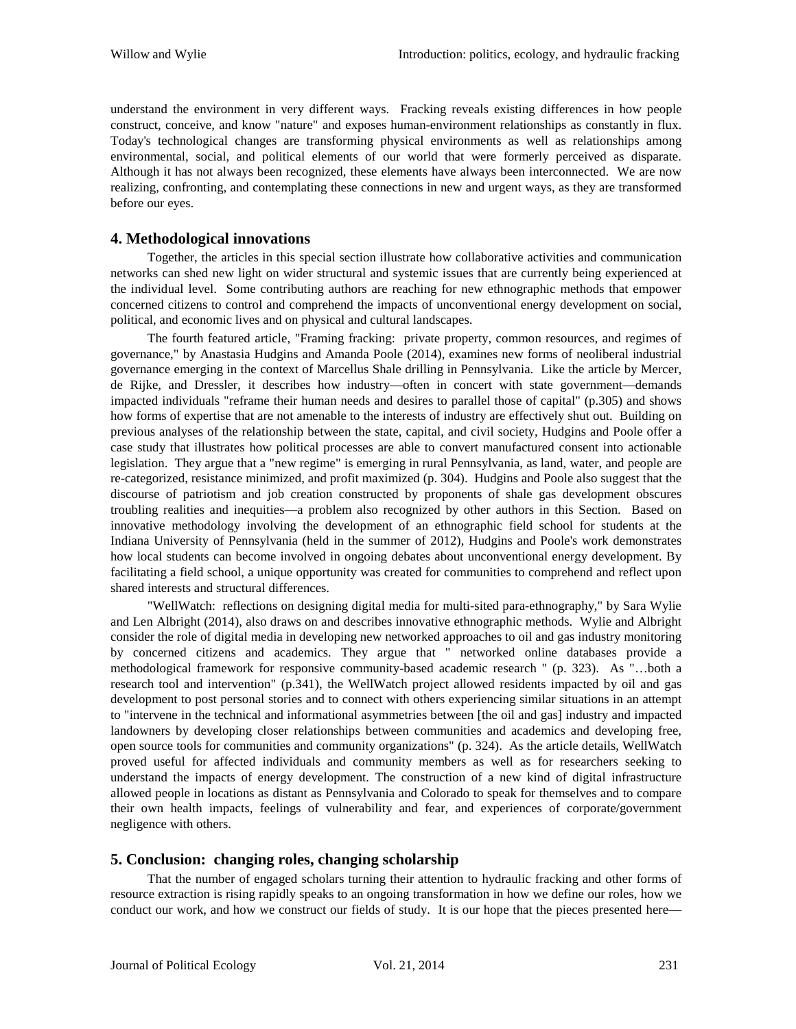understand the environment in very different ways. Fracking reveals existing differences in how people construct, conceive, and know "nature" and exposes human-environment relationships as constantly in flux. Today's technological changes are transforming physical environments as well as relationships among environmental, social, and political elements of our world that were formerly perceived as disparate. Although it has not always been recognized, these elements have always been interconnected. We are now realizing, confronting, and contemplating these connections in new and urgent ways, as they are transformed before our eyes.

## 4. Methodological innovations

Together, the articles in this special section illustrate how collaborative activities and communication networks can shed new light on wider structural and systemic issues that are currently being experienced at the individual level. Some contributing authors are reaching for new ethnographic methods that empower concerned citizens to control and comprehend the impacts of unconventional energy development on social, political, and economic lives and on physical and cultural landscapes.

The fourth featured article, "Framing fracking: private property, common resources, and regimes of governance," by Anastasia Hudgins and Amanda Poole (2014), examines new forms of neoliberal industrial governance emerging in the context of Marcellus Shale drilling in Pennsylvania. Like the article by Mercer, de Rijke, and Dressler, it describes how industry—often in concert with state government—demands impacted individuals "reframe their human needs and desires to parallel those of capital" (p.305) and shows how forms of expertise that are not amenable to the interests of industry are effectively shut out. Building on previous analyses of the relationship between the state, capital, and civil society, Hudgins and Poole offer a case study that illustrates how political processes are able to convert manufactured consent into actionable legislation. They argue that a "new regime" is emerging in rural Pennsylvania, as land, water, and people are re-categorized, resistance minimized, and profit maximized (p. 304). Hudgins and Poole also suggest that the discourse of patriotism and job creation constructed by proponents of shale gas development obscures troubling realities and inequities—a problem also recognized by other authors in this Section. Based on innovative methodology involving the development of an ethnographic field school for students at the Indiana University of Pennsylvania (held in the summer of 2012), Hudgins and Poole's work demonstrates how local students can become involved in ongoing debates about unconventional energy development. By facilitating a field school, a unique opportunity was created for communities to comprehend and reflect upon shared interests and structural differences.

"WellWatch: reflections on designing digital media for multi-sited para-ethnography," by Sara Wylie and Len Albright (2014), also draws on and describes innovative ethnographic methods. Wylie and Albright consider the role of digital media in developing new networked approaches to oil and gas industry monitoring by concerned citizens and academics. They argue that " networked online databases provide a methodological framework for responsive community-based academic research " (p. 323). As "…both a research tool and intervention" (p.341), the WellWatch project allowed residents impacted by oil and gas development to post personal stories and to connect with others experiencing similar situations in an attempt to "intervene in the technical and informational asymmetries between [the oil and gas] industry and impacted landowners by developing closer relationships between communities and academics and developing free, open source tools for communities and community organizations" (p. 324). As the article details, WellWatch proved useful for affected individuals and community members as well as for researchers seeking to understand the impacts of energy development. The construction of a new kind of digital infrastructure allowed people in locations as distant as Pennsylvania and Colorado to speak for themselves and to compare their own health impacts, feelings of vulnerability and fear, and experiences of corporate/government negligence with others.

## 5. Conclusion: changing roles, changing scholarship

That the number of engaged scholars turning their attention to hydraulic fracking and other forms of resource extraction is rising rapidly speaks to an ongoing transformation in how we define our roles, how we conduct our work, and how we construct our fields of study. It is our hope that the pieces presented here—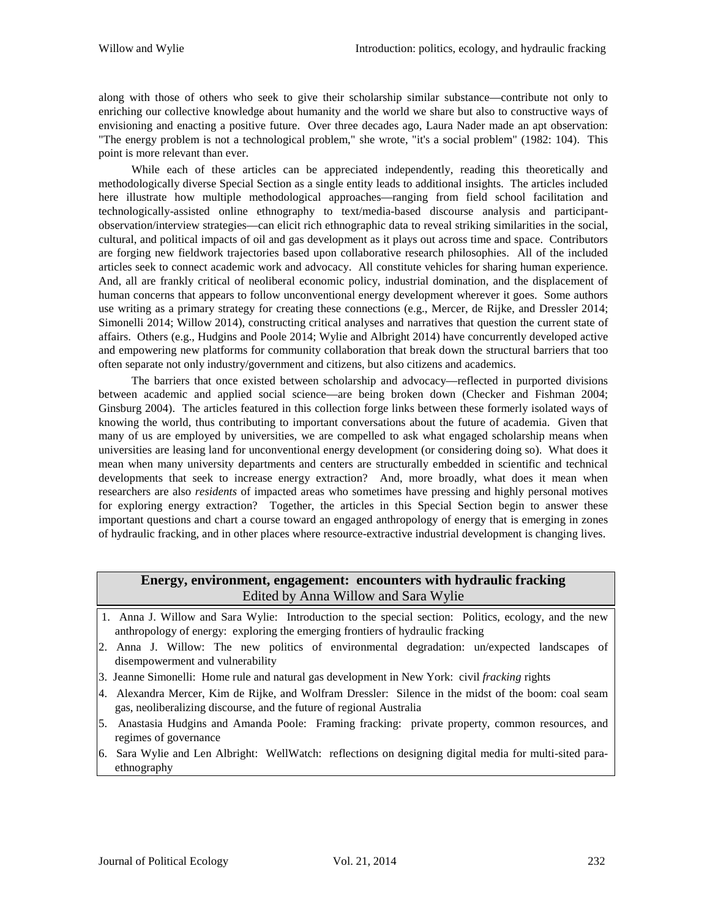along with those of others who seek to give their scholarship similar substance—contribute not only to enriching our collective knowledge about humanity and the world we share but also to constructive ways of envisioning and enacting a positive future. Over three decades ago, Laura Nader made an apt observation: "The energy problem is not a technological problem," she wrote, "it's a social problem" (1982: 104). This point is more relevant than ever.

While each of these articles can be appreciated independently, reading this theoretically and methodologically diverse Special Section as a single entity leads to additional insights. The articles included here illustrate how multiple methodological approaches—ranging from field school facilitation and technologically-assisted online ethnography to text/media-based discourse analysis and participant-observation/interview strategies—can elicit rich ethnographic data to reveal striking similarities in the social, cultural, and political impacts of oil and gas development as it plays out across time and space. Contributors are forging new fieldwork trajectories based upon collaborative research philosophies. All of the included articles seek to connect academic work and advocacy. All constitute vehicles for sharing human experience. And, all are frankly critical of neoliberal economic policy, industrial domination, and the displacement of human concerns that appears to follow unconventional energy development wherever it goes. Some authors use writing as a primary strategy for creating these connections (e.g., Mercer, de Rijke, and Dressler 2014; Simonelli 2014; Willow 2014), constructing critical analyses and narratives that question the current state of affairs. Others (e.g., Hudgins and Poole 2014; Wylie and Albright 2014) have concurrently developed active and empowering new platforms for community collaboration that break down the structural barriers that too often separate not only industry/government and citizens, but also citizens and academics.

The barriers that once existed between scholarship and advocacy—reflected in purported divisions between academic and applied social science—are being broken down (Checker and Fishman 2004; Ginsburg 2004). The articles featured in this collection forge links between these formerly isolated ways of knowing the world, thus contributing to important conversations about the future of academia. Given that many of us are employed by universities, we are compelled to ask what engaged scholarship means when universities are leasing land for unconventional energy development (or considering doing so). What does it mean when many university departments and centers are structurally embedded in scientific and technical developments that seek to increase energy extraction? And, more broadly, what does it mean when researchers are also *residents* of impacted areas who sometimes have pressing and highly personal motives for exploring energy extraction? Together, the articles in this Special Section begin to answer these important questions and chart a course toward an engaged anthropology of energy that is emerging in zones of hydraulic fracking, and in other places where resource-extractive industrial development is changing lives.

**Energy, environment, engagement: encounters with hydraulic fracking**
Edited by Anna Willow and Sara Wylie

1. Anna J. Willow and Sara Wylie: Introduction to the special section: Politics, ecology, and the new anthropology of energy: exploring the emerging frontiers of hydraulic fracking
2. Anna J. Willow: The new politics of environmental degradation: un/expected landscapes of disempowerment and vulnerability
3. Jeanne Simonelli: Home rule and natural gas development in New York: civil *fracking* rights
4. Alexandra Mercer, Kim de Rijke, and Wolfram Dressler: Silence in the midst of the boom: coal seam gas, neoliberalizing discourse, and the future of regional Australia
5. Anastasia Hudgins and Amanda Poole: Framing fracking: private property, common resources, and regimes of governance
6. Sara Wylie and Len Albright: WellWatch: reflections on designing digital media for multi-sited para-ethnography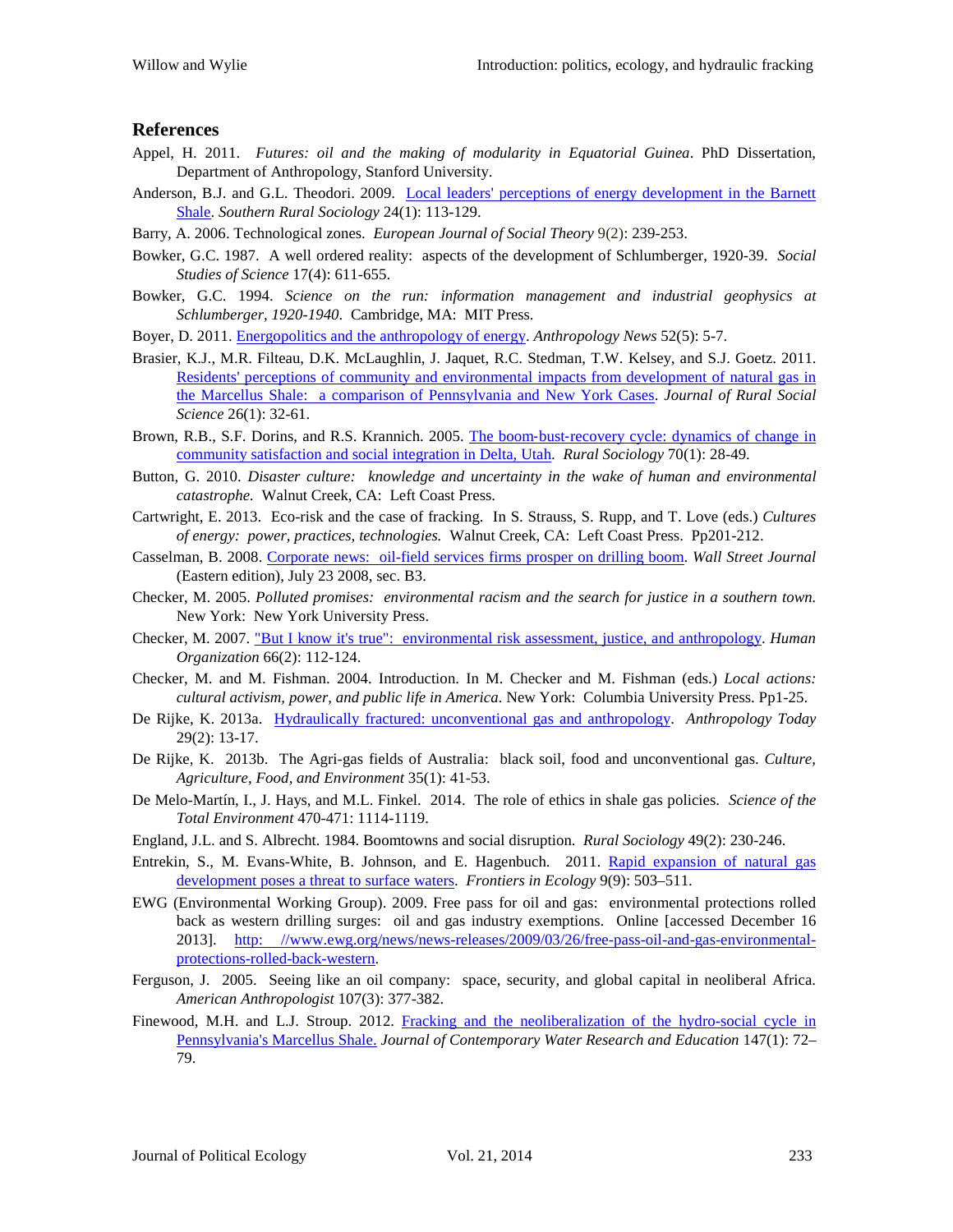## References

Appel, H. 2011. *Futures: oil and the making of modularity in Equatorial Guinea*. PhD Dissertation, Department of Anthropology, Stanford University.

Anderson, B.J. and G.L. Theodori. 2009. Local leaders' perceptions of energy development in the Barnett Shale. *Southern Rural Sociology* 24(1): 113-129.

Barry, A. 2006. Technological zones. *European Journal of Social Theory* 9(2): 239-253.

Bowker, G.C. 1987. A well ordered reality: aspects of the development of Schlumberger, 1920-39. *Social Studies of Science* 17(4): 611-655.

Bowker, G.C. 1994. *Science on the run: information management and industrial geophysics at Schlumberger, 1920-1940*. Cambridge, MA: MIT Press.

Boyer, D. 2011. Energopolitics and the anthropology of energy. *Anthropology News* 52(5): 5-7.

Brasier, K.J., M.R. Filteau, D.K. McLaughlin, J. Jaquet, R.C. Stedman, T.W. Kelsey, and S.J. Goetz. 2011. Residents' perceptions of community and environmental impacts from development of natural gas in the Marcellus Shale: a comparison of Pennsylvania and New York Cases. *Journal of Rural Social Science* 26(1): 32-61.

Brown, R.B., S.F. Dorins, and R.S. Krannich. 2005. The boom-bust-recovery cycle: dynamics of change in community satisfaction and social integration in Delta, Utah. *Rural Sociology* 70(1): 28-49.

Button, G. 2010. *Disaster culture: knowledge and uncertainty in the wake of human and environmental catastrophe.* Walnut Creek, CA: Left Coast Press.

Cartwright, E. 2013. Eco-risk and the case of fracking. In S. Strauss, S. Rupp, and T. Love (eds.) *Cultures of energy: power, practices, technologies.* Walnut Creek, CA: Left Coast Press. Pp201-212.

Casselman, B. 2008. Corporate news: oil-field services firms prosper on drilling boom. *Wall Street Journal* (Eastern edition), July 23 2008, sec. B3.

Checker, M. 2005. *Polluted promises: environmental racism and the search for justice in a southern town.* New York: New York University Press.

Checker, M. 2007. "But I know it's true": environmental risk assessment, justice, and anthropology. *Human Organization* 66(2): 112-124.

Checker, M. and M. Fishman. 2004. Introduction. In M. Checker and M. Fishman (eds.) *Local actions: cultural activism, power, and public life in America*. New York: Columbia University Press. Pp1-25.

De Rijke, K. 2013a. Hydraulically fractured: unconventional gas and anthropology. *Anthropology Today* 29(2): 13-17.

De Rijke, K. 2013b. The Agri-gas fields of Australia: black soil, food and unconventional gas. *Culture, Agriculture, Food, and Environment* 35(1): 41-53.

De Melo-Martín, I., J. Hays, and M.L. Finkel. 2014. The role of ethics in shale gas policies. *Science of the Total Environment* 470-471: 1114-1119.

England, J.L. and S. Albrecht. 1984. Boomtowns and social disruption. *Rural Sociology* 49(2): 230-246.

Entrekin, S., M. Evans-White, B. Johnson, and E. Hagenbuch. 2011. Rapid expansion of natural gas development poses a threat to surface waters. *Frontiers in Ecology* 9(9): 503–511.

EWG (Environmental Working Group). 2009. Free pass for oil and gas: environmental protections rolled back as western drilling surges: oil and gas industry exemptions. Online [accessed December 16 2013]. http: //www.ewg.org/news/news-releases/2009/03/26/free-pass-oil-and-gas-environmental-protections-rolled-back-western.

Ferguson, J. 2005. Seeing like an oil company: space, security, and global capital in neoliberal Africa. *American Anthropologist* 107(3): 377-382.

Finewood, M.H. and L.J. Stroup. 2012. Fracking and the neoliberalization of the hydro-social cycle in Pennsylvania's Marcellus Shale. *Journal of Contemporary Water Research and Education* 147(1): 72–79.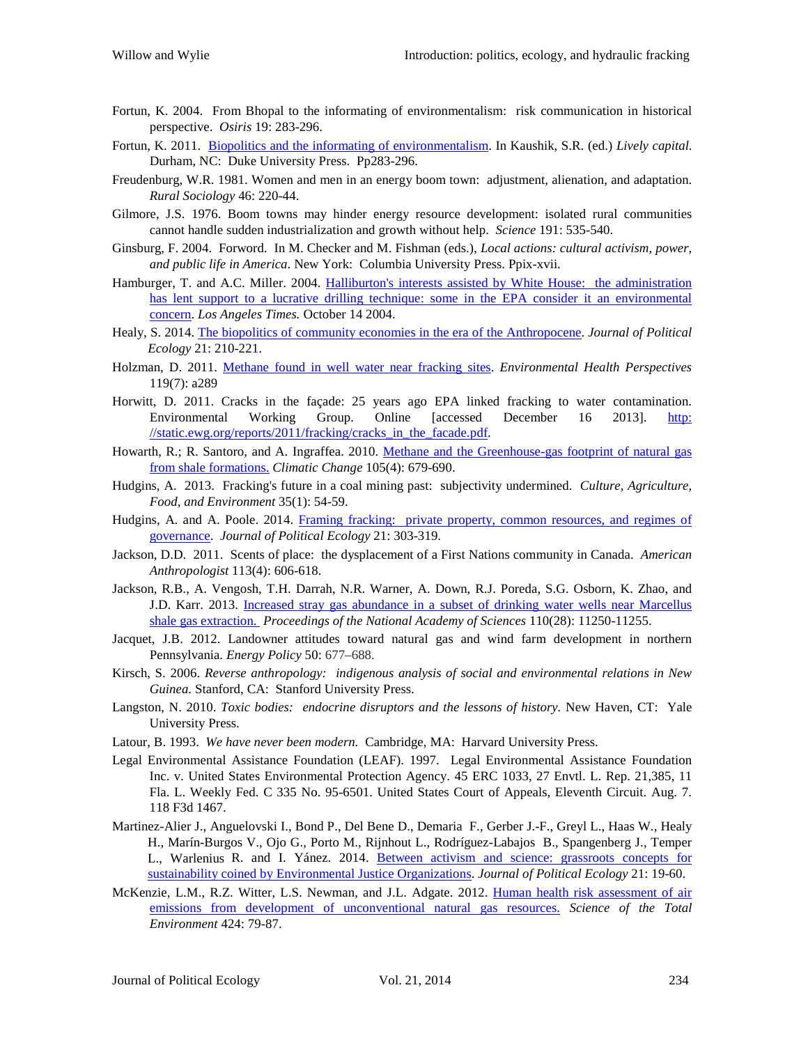Fortun, K. 2004. From Bhopal to the informating of environmentalism: risk communication in historical perspective. *Osiris* 19: 283-296.

Fortun, K. 2011. Biopolitics and the informating of environmentalism. In Kaushik, S.R. (ed.) *Lively capital.* Durham, NC: Duke University Press. Pp283-296.

Freudenburg, W.R. 1981. Women and men in an energy boom town: adjustment, alienation, and adaptation. *Rural Sociology* 46: 220-44.

Gilmore, J.S. 1976. Boom towns may hinder energy resource development: isolated rural communities cannot handle sudden industrialization and growth without help. *Science* 191: 535-540.

Ginsburg, F. 2004. Forword. In M. Checker and M. Fishman (eds.), *Local actions: cultural activism, power, and public life in America*. New York: Columbia University Press. Ppix-xvii.

Hamburger, T. and A.C. Miller. 2004. Halliburton's interests assisted by White House: the administration has lent support to a lucrative drilling technique: some in the EPA consider it an environmental concern. *Los Angeles Times.* October 14 2004.

Healy, S. 2014. The biopolitics of community economies in the era of the Anthropocene. *Journal of Political Ecology* 21: 210-221.

Holzman, D. 2011. Methane found in well water near fracking sites. *Environmental Health Perspectives* 119(7): a289

Horwitt, D. 2011. Cracks in the façade: 25 years ago EPA linked fracking to water contamination. Environmental Working Group. Online [accessed December 16 2013]. http://static.ewg.org/reports/2011/fracking/cracks_in_the_facade.pdf.

Howarth, R.; R. Santoro, and A. Ingraffea. 2010. Methane and the Greenhouse-gas footprint of natural gas from shale formations. *Climatic Change* 105(4): 679-690.

Hudgins, A. 2013. Fracking's future in a coal mining past: subjectivity undermined. *Culture, Agriculture, Food, and Environment* 35(1): 54-59.

Hudgins, A. and A. Poole. 2014. Framing fracking: private property, common resources, and regimes of governance. *Journal of Political Ecology* 21: 303-319.

Jackson, D.D. 2011. Scents of place: the dysplacement of a First Nations community in Canada. *American Anthropologist* 113(4): 606-618.

Jackson, R.B., A. Vengosh, T.H. Darrah, N.R. Warner, A. Down, R.J. Poreda, S.G. Osborn, K. Zhao, and J.D. Karr. 2013. Increased stray gas abundance in a subset of drinking water wells near Marcellus shale gas extraction. *Proceedings of the National Academy of Sciences* 110(28): 11250-11255.

Jacquet, J.B. 2012. Landowner attitudes toward natural gas and wind farm development in northern Pennsylvania. *Energy Policy* 50: 677–688.

Kirsch, S. 2006. *Reverse anthropology: indigenous analysis of social and environmental relations in New Guinea.* Stanford, CA: Stanford University Press.

Langston, N. 2010. *Toxic bodies: endocrine disruptors and the lessons of history.* New Haven, CT: Yale University Press.

Latour, B. 1993. *We have never been modern.* Cambridge, MA: Harvard University Press.

Legal Environmental Assistance Foundation (LEAF). 1997. Legal Environmental Assistance Foundation Inc. v. United States Environmental Protection Agency. 45 ERC 1033, 27 Envtl. L. Rep. 21,385, 11 Fla. L. Weekly Fed. C 335 No. 95-6501. United States Court of Appeals, Eleventh Circuit. Aug. 7. 118 F3d 1467.

Martinez-Alier J., Anguelovski I., Bond P., Del Bene D., Demaria F., Gerber J.-F., Greyl L., Haas W., Healy H., Marín-Burgos V., Ojo G., Porto M., Rijnhout L., Rodríguez-Labajos B., Spangenberg J., Temper L., Warlenius R. and I. Yánez. 2014. Between activism and science: grassroots concepts for sustainability coined by Environmental Justice Organizations. *Journal of Political Ecology* 21: 19-60.

McKenzie, L.M., R.Z. Witter, L.S. Newman, and J.L. Adgate. 2012. Human health risk assessment of air emissions from development of unconventional natural gas resources. *Science of the Total Environment* 424: 79-87.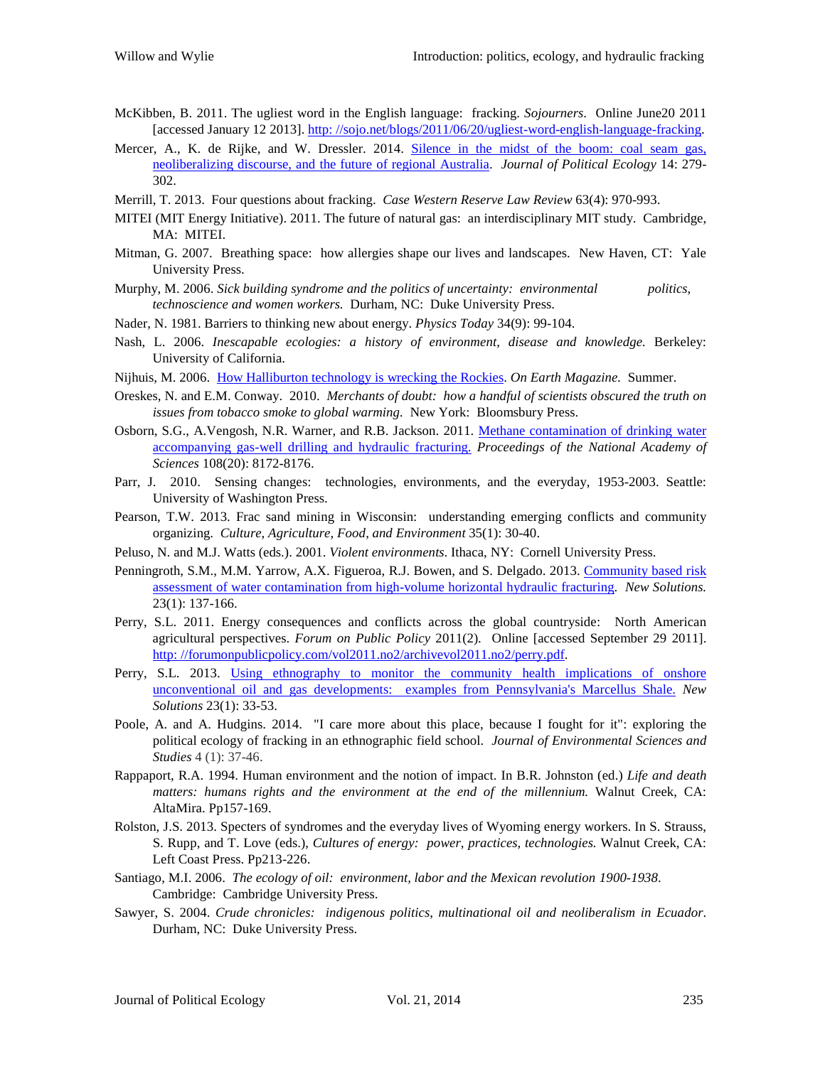McKibben, B. 2011. The ugliest word in the English language: fracking. *Sojourners*. Online June20 2011 [accessed January 12 2013]. http: //sojo.net/blogs/2011/06/20/ugliest-word-english-language-fracking.

Mercer, A., K. de Rijke, and W. Dressler. 2014. Silence in the midst of the boom: coal seam gas, neoliberalizing discourse, and the future of regional Australia. *Journal of Political Ecology* 14: 279-302.

Merrill, T. 2013. Four questions about fracking. *Case Western Reserve Law Review* 63(4): 970-993.

MITEI (MIT Energy Initiative). 2011. The future of natural gas: an interdisciplinary MIT study. Cambridge, MA: MITEI.

Mitman, G. 2007. Breathing space: how allergies shape our lives and landscapes. New Haven, CT: Yale University Press.

Murphy, M. 2006. *Sick building syndrome and the politics of uncertainty: environmental politics, technoscience and women workers.* Durham, NC: Duke University Press.

Nader, N. 1981. Barriers to thinking new about energy. *Physics Today* 34(9): 99-104.

Nash, L. 2006. *Inescapable ecologies: a history of environment, disease and knowledge.* Berkeley: University of California.

Nijhuis, M. 2006. How Halliburton technology is wrecking the Rockies. *On Earth Magazine.* Summer.

Oreskes, N. and E.M. Conway. 2010. *Merchants of doubt: how a handful of scientists obscured the truth on issues from tobacco smoke to global warming.* New York: Bloomsbury Press.

Osborn, S.G., A.Vengosh, N.R. Warner, and R.B. Jackson. 2011. Methane contamination of drinking water accompanying gas-well drilling and hydraulic fracturing. *Proceedings of the National Academy of Sciences* 108(20): 8172-8176.

Parr, J. 2010. Sensing changes: technologies, environments, and the everyday, 1953-2003. Seattle: University of Washington Press.

Pearson, T.W. 2013. Frac sand mining in Wisconsin: understanding emerging conflicts and community organizing. *Culture, Agriculture, Food, and Environment* 35(1): 30-40.

Peluso, N. and M.J. Watts (eds.). 2001. *Violent environments*. Ithaca, NY: Cornell University Press.

Penningroth, S.M., M.M. Yarrow, A.X. Figueroa, R.J. Bowen, and S. Delgado. 2013. Community based risk assessment of water contamination from high-volume horizontal hydraulic fracturing. *New Solutions.* 23(1): 137-166.

Perry, S.L. 2011. Energy consequences and conflicts across the global countryside: North American agricultural perspectives. *Forum on Public Policy* 2011(2). Online [accessed September 29 2011]. http: //forumonpublicpolicy.com/vol2011.no2/archivevol2011.no2/perry.pdf.

Perry, S.L. 2013. Using ethnography to monitor the community health implications of onshore unconventional oil and gas developments: examples from Pennsylvania's Marcellus Shale. *New Solutions* 23(1): 33-53.

Poole, A. and A. Hudgins. 2014. "I care more about this place, because I fought for it": exploring the political ecology of fracking in an ethnographic field school. *Journal of Environmental Sciences and Studies* 4 (1): 37-46.

Rappaport, R.A. 1994. Human environment and the notion of impact. In B.R. Johnston (ed.) *Life and death matters: humans rights and the environment at the end of the millennium.* Walnut Creek, CA: AltaMira. Pp157-169.

Rolston, J.S. 2013. Specters of syndromes and the everyday lives of Wyoming energy workers. In S. Strauss, S. Rupp, and T. Love (eds.), *Cultures of energy: power, practices, technologies.* Walnut Creek, CA: Left Coast Press. Pp213-226.

Santiago, M.I. 2006. *The ecology of oil: environment, labor and the Mexican revolution 1900-1938*. Cambridge: Cambridge University Press.

Sawyer, S. 2004. *Crude chronicles: indigenous politics, multinational oil and neoliberalism in Ecuador*. Durham, NC: Duke University Press.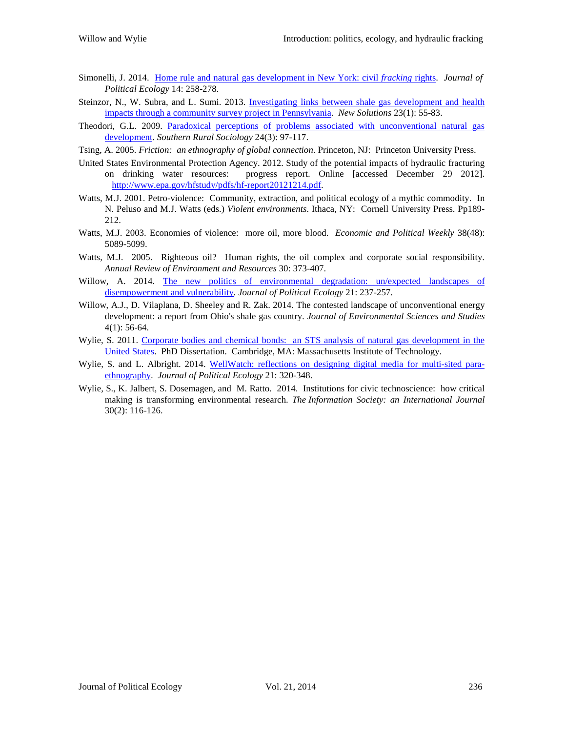Simonelli, J. 2014. Home rule and natural gas development in New York: civil *fracking* rights. *Journal of Political Ecology* 14: 258-278.

Steinzor, N., W. Subra, and L. Sumi. 2013. Investigating links between shale gas development and health impacts through a community survey project in Pennsylvania. *New Solutions* 23(1): 55-83.

Theodori, G.L. 2009. Paradoxical perceptions of problems associated with unconventional natural gas development. *Southern Rural Sociology* 24(3): 97-117.

Tsing, A. 2005. *Friction: an ethnography of global connection*. Princeton, NJ: Princeton University Press.

United States Environmental Protection Agency. 2012. Study of the potential impacts of hydraulic fracturing on drinking water resources: progress report. Online [accessed December 29 2012]. http://www.epa.gov/hfstudy/pdfs/hf-report20121214.pdf.

Watts, M.J. 2001. Petro-violence: Community, extraction, and political ecology of a mythic commodity. In N. Peluso and M.J. Watts (eds.) *Violent environments*. Ithaca, NY: Cornell University Press. Pp189-212.

Watts, M.J. 2003. Economies of violence: more oil, more blood. *Economic and Political Weekly* 38(48): 5089-5099.

Watts, M.J. 2005. Righteous oil? Human rights, the oil complex and corporate social responsibility. *Annual Review of Environment and Resources* 30: 373-407.

Willow, A. 2014. The new politics of environmental degradation: un/expected landscapes of disempowerment and vulnerability. *Journal of Political Ecology* 21: 237-257.

Willow, A.J., D. Vilaplana, D. Sheeley and R. Zak. 2014. The contested landscape of unconventional energy development: a report from Ohio's shale gas country. *Journal of Environmental Sciences and Studies* 4(1): 56-64.

Wylie, S. 2011. Corporate bodies and chemical bonds: an STS analysis of natural gas development in the United States. PhD Dissertation. Cambridge, MA: Massachusetts Institute of Technology.

Wylie, S. and L. Albright. 2014. WellWatch: reflections on designing digital media for multi-sited para-ethnography. *Journal of Political Ecology* 21: 320-348.

Wylie, S., K. Jalbert, S. Dosemagen, and M. Ratto. 2014. Institutions for civic technoscience: how critical making is transforming environmental research. *The Information Society: an International Journal* 30(2): 116-126.